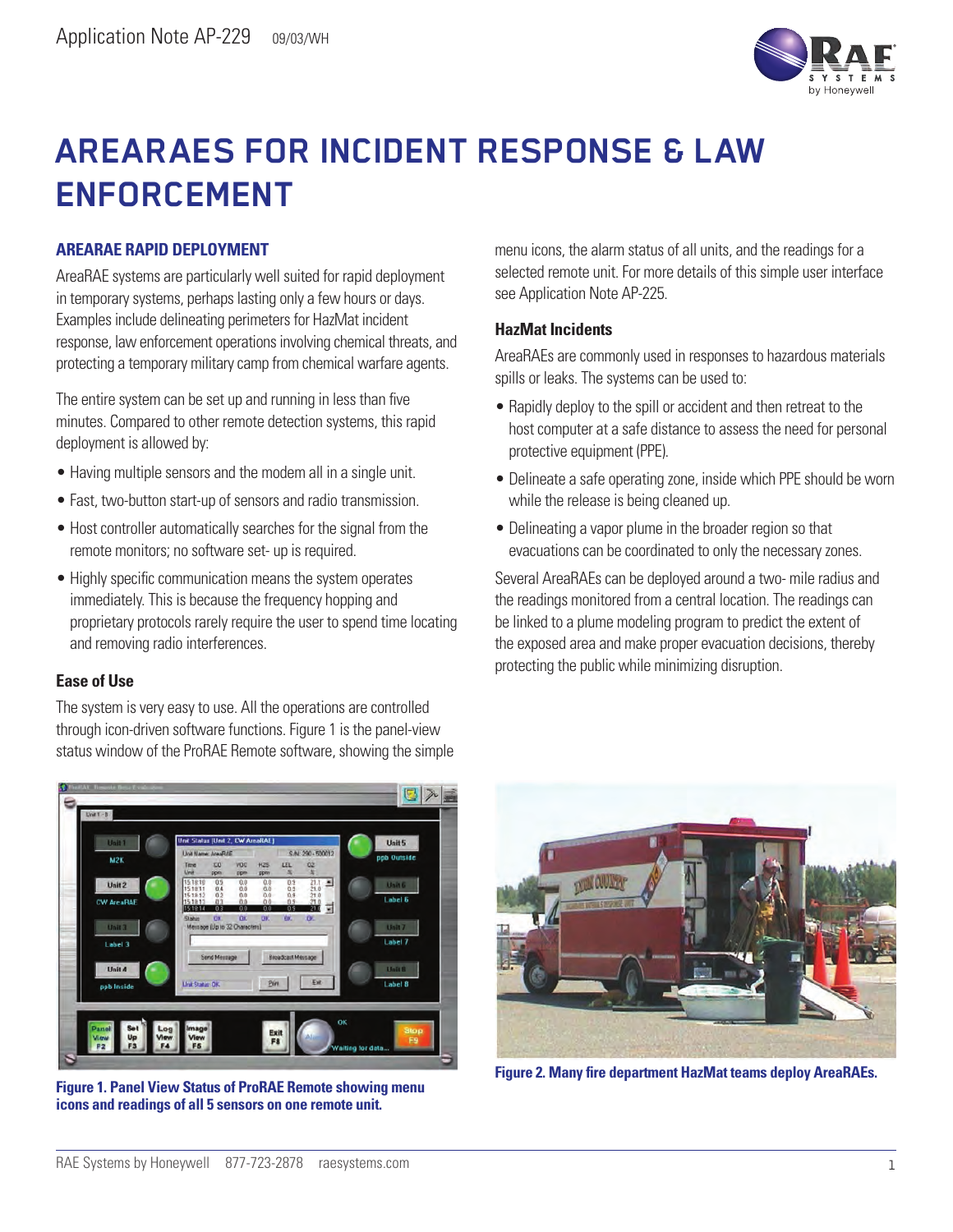Application Note AP-229 09/03/WH

# AREARAES FOR INCIDENT RESPONSE & LAW ENFORCEMENT

## AREARAE RAPID DEPLOYMENT

AreaRAE systems are particularly well suited for rapid deployment in temporary systems, perhaps lasting only a few hours or days. Examples include delineating perimeters for HazMat incident response, law enforcement operations involving chemical threats, and protecting a temporary military camp from chemical warfare agents.

The entire system can be set up and running in less than five minutes. Compared to other remote detection systems, this rapid deployment is allowed by:

- Having multiple sensors and the modem all in a single unit.
- Fast, two-button start-up of sensors and radio transmission.
- Host controller automatically searches for the signal from the remote monitors; no software set- up is required.
- Highly specific communication means the system operates immediately. This is because the frequency hopping and proprietary protocols rarely require the user to spend time locating and removing radio interferences.

### Ease of Use

The system is very easy to use. All the operations are controlled through icon-driven software functions. Figure 1 is the panel-view status window of the ProRAE Remote software, showing the simple menu icons, the alarm status of all units, and the readings for a selected remote unit. For more details of this simple user interface see Application Note AP-225.

### HazMat Incidents

AreaRAEs are commonly used in responses to hazardous materials spills or leaks. The systems can be used to:

- Rapidly deploy to the spill or accident and then retreat to the host computer at a safe distance to assess the need for personal protective equipment (PPE).
- Delineate a safe operating zone, inside which PPE should be worn while the release is being cleaned up.
- Delineating a vapor plume in the broader region so that evacuations can be coordinated to only the necessary zones.

Several AreaRAEs can be deployed around a two- mile radius and the readings monitored from a central location. The readings can be linked to a plume modeling program to predict the extent of the exposed area and make proper evacuation decisions, thereby protecting the public while minimizing disruption.

**Figure 1. Panel View Status of ProRAE Remote showing menu icons and readings of all 5 sensors on one remote unit.**

**Figure 2. Many fire department HazMat teams deploy AreaRAEs.**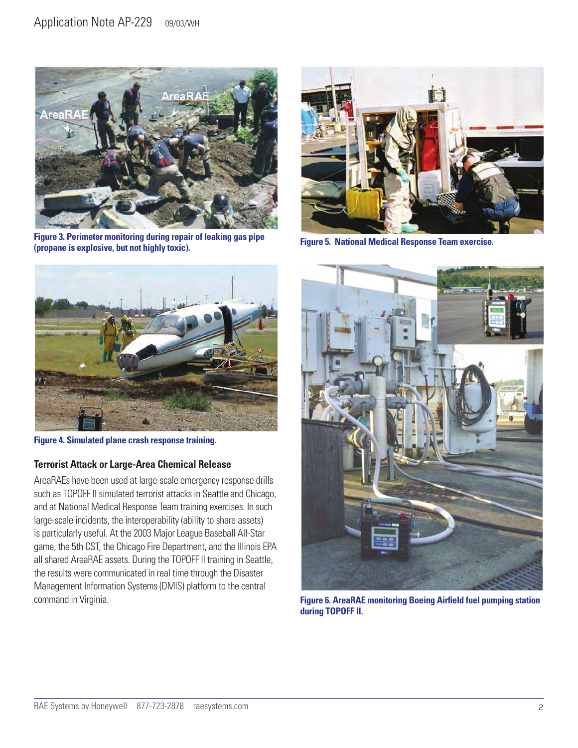**Figure 3. Perimeter monitoring during repair of leaking gas pipe (propane is explosive, but not highly toxic).**

**Figure 5. National Medical Response Team exercise.**

**Figure 4. Simulated plane crash response training.**

### Terrorist Attack or Large-Area Chemical Release

AreaRAEs have been used at large-scale emergency response drills such as TOPOFF II simulated terrorist attacks in Seattle and Chicago, and at National Medical Response Team training exercises. In such large-scale incidents, the interoperability (ability to share assets) is particularly useful. At the 2003 Major League Baseball All-Star game, the 5th CST, the Chicago Fire Department, and the Illinois EPA all shared AreaRAE assets. During the TOPOFF II training in Seattle, the results were communicated in real time through the Disaster Management Information Systems (DMIS) platform to the central command in Virginia.

**Figure 6. AreaRAE monitoring Boeing Airfield fuel pumping station during TOPOFF II.**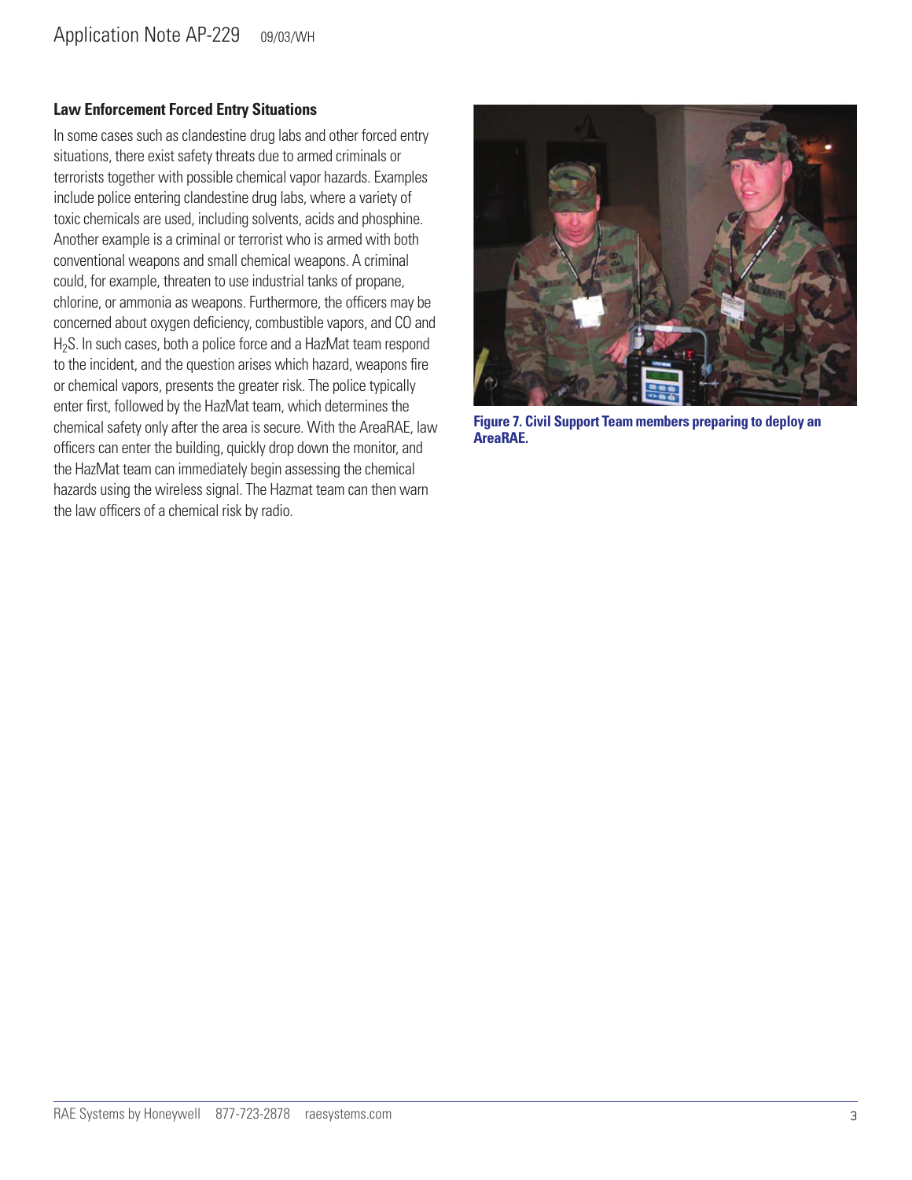### Law Enforcement Forced Entry Situations

In some cases such as clandestine drug labs and other forced entry situations, there exist safety threats due to armed criminals or terrorists together with possible chemical vapor hazards. Examples include police entering clandestine drug labs, where a variety of toxic chemicals are used, including solvents, acids and phosphine. Another example is a criminal or terrorist who is armed with both conventional weapons and small chemical weapons. A criminal could, for example, threaten to use industrial tanks of propane, chlorine, or ammonia as weapons. Furthermore, the officers may be concerned about oxygen deficiency, combustible vapors, and CO and $H_2S$. In such cases, both a police force and a HazMat team respond to the incident, and the question arises which hazard, weapons fire or chemical vapors, presents the greater risk. The police typically enter first, followed by the HazMat team, which determines the chemical safety only after the area is secure. With the AreaRAE, law officers can enter the building, quickly drop down the monitor, and the HazMat team can immediately begin assessing the chemical hazards using the wireless signal. The Hazmat team can then warn the law officers of a chemical risk by radio.

**Figure 7. Civil Support Team members preparing to deploy an AreaRAE.**